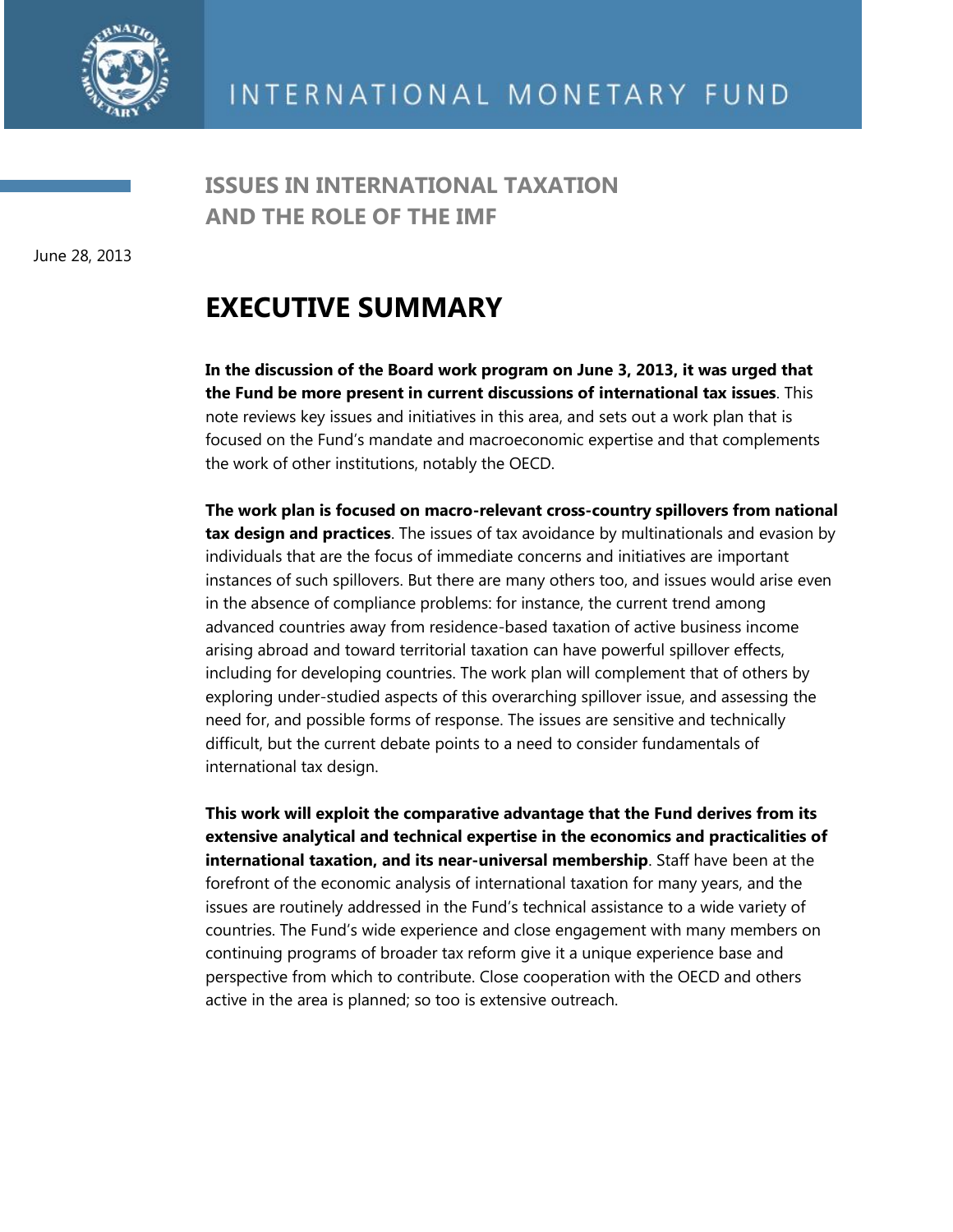INTERNATIONAL MONETARY FUND

# ISSUES IN INTERNATIONAL TAXATION AND THE ROLE OF THE IMF

June 28, 2013

## EXECUTIVE SUMMARY

**In the discussion of the Board work program on June 3, 2013, it was urged that the Fund be more present in current discussions of international tax issues**. This note reviews key issues and initiatives in this area, and sets out a work plan that is focused on the Fund's mandate and macroeconomic expertise and that complements the work of other institutions, notably the OECD.

**The work plan is focused on macro-relevant cross-country spillovers from national tax design and practices**. The issues of tax avoidance by multinationals and evasion by individuals that are the focus of immediate concerns and initiatives are important instances of such spillovers. But there are many others too, and issues would arise even in the absence of compliance problems: for instance, the current trend among advanced countries away from residence-based taxation of active business income arising abroad and toward territorial taxation can have powerful spillover effects, including for developing countries. The work plan will complement that of others by exploring under-studied aspects of this overarching spillover issue, and assessing the need for, and possible forms of response. The issues are sensitive and technically difficult, but the current debate points to a need to consider fundamentals of international tax design.

**This work will exploit the comparative advantage that the Fund derives from its extensive analytical and technical expertise in the economics and practicalities of international taxation, and its near-universal membership**. Staff have been at the forefront of the economic analysis of international taxation for many years, and the issues are routinely addressed in the Fund's technical assistance to a wide variety of countries. The Fund's wide experience and close engagement with many members on continuing programs of broader tax reform give it a unique experience base and perspective from which to contribute. Close cooperation with the OECD and others active in the area is planned; so too is extensive outreach.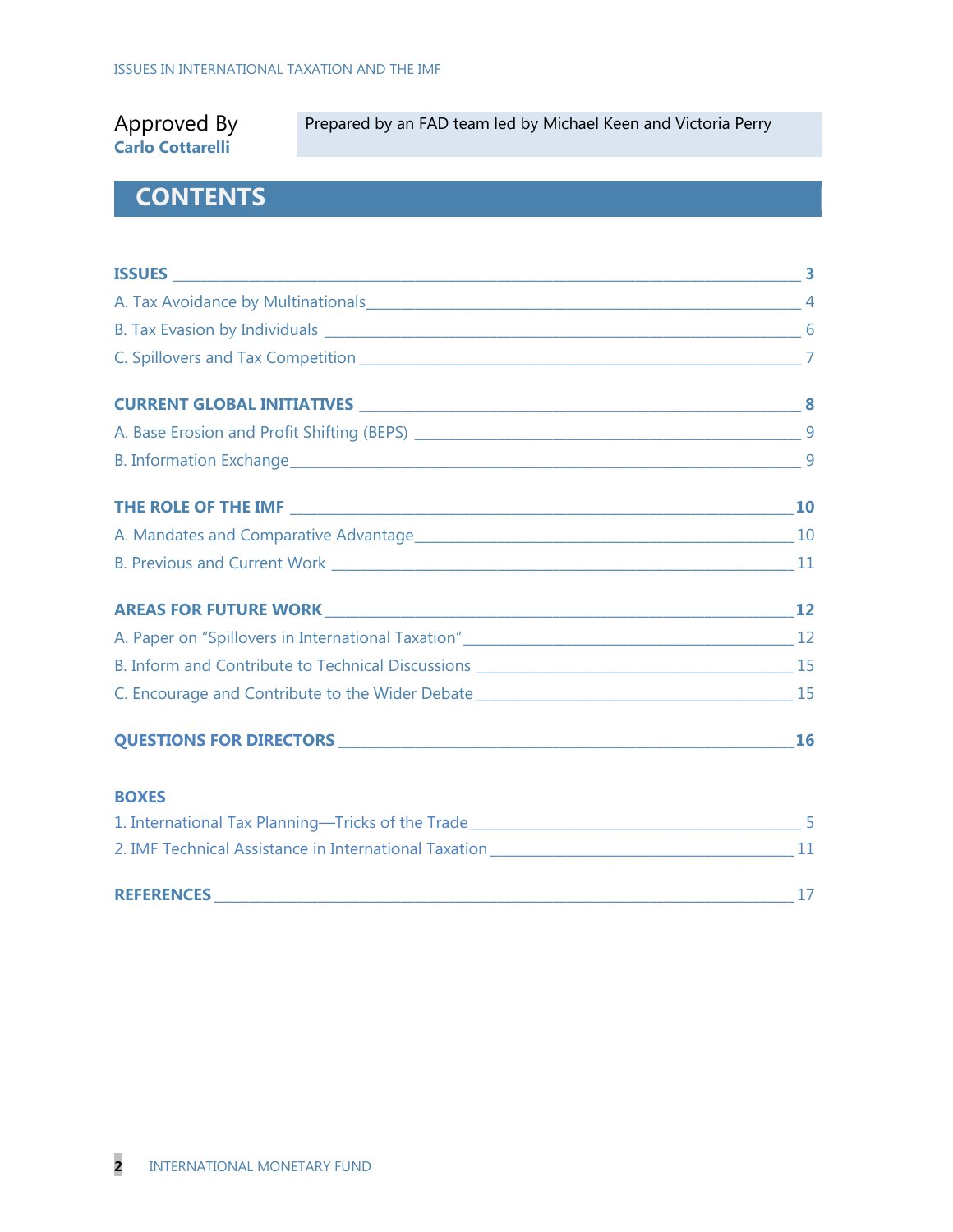Approved By
**Carlo Cottarelli**

Prepared by an FAD team led by Michael Keen and Victoria Perry

# CONTENTS

**ISSUES** _____ **3**

A. Tax Avoidance by Multinationals _____ 4

B. Tax Evasion by Individuals _____ 6

C. Spillovers and Tax Competition _____ 7

**CURRENT GLOBAL INITIATIVES** _____ **8**

A. Base Erosion and Profit Shifting (BEPS) _____ 9

B. Information Exchange _____ 9

**THE ROLE OF THE IMF** _____ **10**

A. Mandates and Comparative Advantage _____ 10

B. Previous and Current Work _____ 11

**AREAS FOR FUTURE WORK** _____ **12**

A. Paper on "Spillovers in International Taxation" _____ 12

B. Inform and Contribute to Technical Discussions _____ 15

C. Encourage and Contribute to the Wider Debate _____ 15

**QUESTIONS FOR DIRECTORS** _____ **16**

**BOXES**

1. International Tax Planning—Tricks of the Trade _____ 5
2. IMF Technical Assistance in International Taxation _____ 11

**REFERENCES** _____ 17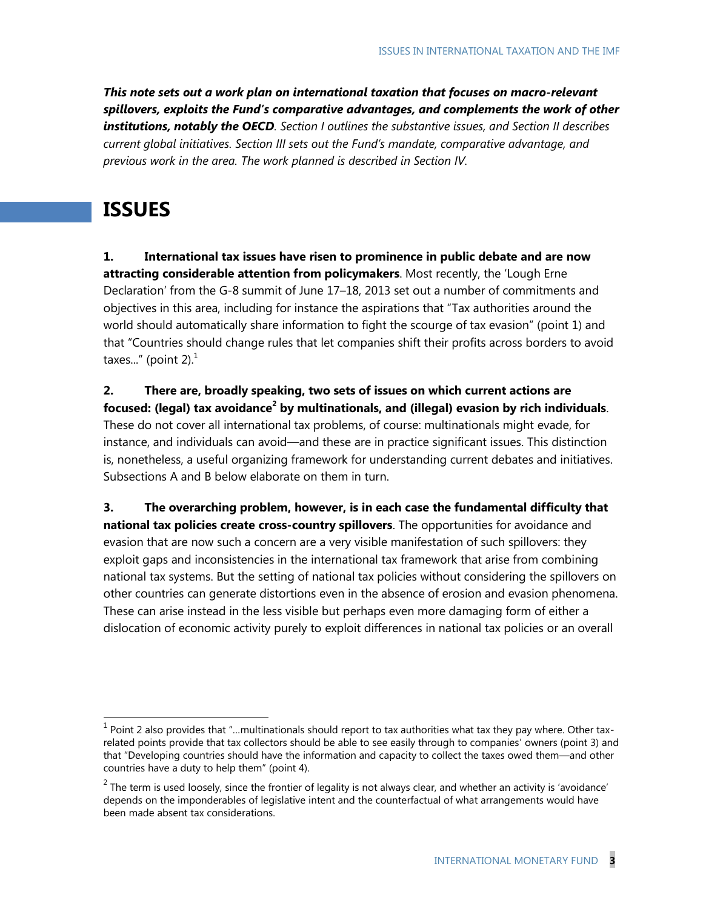***This note sets out a work plan on international taxation that focuses on macro-relevant spillovers, exploits the Fund's comparative advantages, and complements the work of other institutions, notably the OECD***. *Section I outlines the substantive issues, and Section II describes current global initiatives. Section III sets out the Fund's mandate, comparative advantage, and previous work in the area. The work planned is described in Section IV.*

# ISSUES

**1. International tax issues have risen to prominence in public debate and are now attracting considerable attention from policymakers**. Most recently, the 'Lough Erne Declaration' from the G-8 summit of June 17–18, 2013 set out a number of commitments and objectives in this area, including for instance the aspirations that "Tax authorities around the world should automatically share information to fight the scourge of tax evasion" (point 1) and that "Countries should change rules that let companies shift their profits across borders to avoid taxes..." (point 2).[1]

**2. There are, broadly speaking, two sets of issues on which current actions are focused: (legal) tax avoidance[2] by multinationals, and (illegal) evasion by rich individuals**. These do not cover all international tax problems, of course: multinationals might evade, for instance, and individuals can avoid—and these are in practice significant issues. This distinction is, nonetheless, a useful organizing framework for understanding current debates and initiatives. Subsections A and B below elaborate on them in turn.

**3. The overarching problem, however, is in each case the fundamental difficulty that national tax policies create cross-country spillovers**. The opportunities for avoidance and evasion that are now such a concern are a very visible manifestation of such spillovers: they exploit gaps and inconsistencies in the international tax framework that arise from combining national tax systems. But the setting of national tax policies without considering the spillovers on other countries can generate distortions even in the absence of erosion and evasion phenomena. These can arise instead in the less visible but perhaps even more damaging form of either a dislocation of economic activity purely to exploit differences in national tax policies or an overall

[1] Point 2 also provides that "...multinationals should report to tax authorities what tax they pay where. Other tax-related points provide that tax collectors should be able to see easily through to companies' owners (point 3) and that "Developing countries should have the information and capacity to collect the taxes owed them—and other countries have a duty to help them" (point 4).

[2] The term is used loosely, since the frontier of legality is not always clear, and whether an activity is 'avoidance' depends on the imponderables of legislative intent and the counterfactual of what arrangements would have been made absent tax considerations.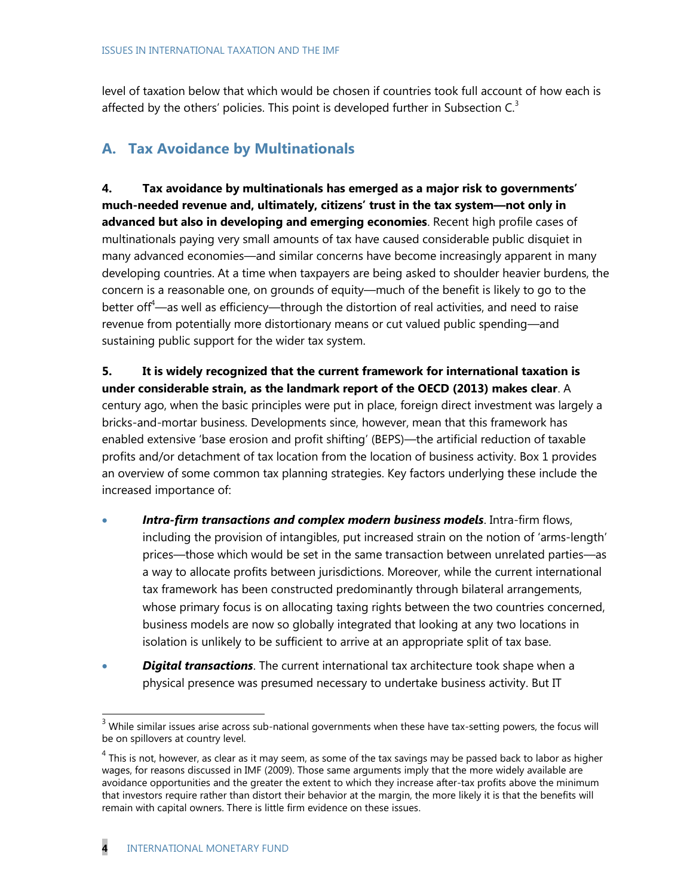level of taxation below that which would be chosen if countries took full account of how each is affected by the others' policies. This point is developed further in Subsection C.[3]

## A. Tax Avoidance by Multinationals

**4. Tax avoidance by multinationals has emerged as a major risk to governments' much-needed revenue and, ultimately, citizens' trust in the tax system—not only in advanced but also in developing and emerging economies**. Recent high profile cases of multinationals paying very small amounts of tax have caused considerable public disquiet in many advanced economies—and similar concerns have become increasingly apparent in many developing countries. At a time when taxpayers are being asked to shoulder heavier burdens, the concern is a reasonable one, on grounds of equity—much of the benefit is likely to go to the better off[4]—as well as efficiency—through the distortion of real activities, and need to raise revenue from potentially more distortionary means or cut valued public spending—and sustaining public support for the wider tax system.

**5. It is widely recognized that the current framework for international taxation is under considerable strain, as the landmark report of the OECD (2013) makes clear**. A century ago, when the basic principles were put in place, foreign direct investment was largely a bricks-and-mortar business. Developments since, however, mean that this framework has enabled extensive 'base erosion and profit shifting' (BEPS)—the artificial reduction of taxable profits and/or detachment of tax location from the location of business activity. Box 1 provides an overview of some common tax planning strategies. Key factors underlying these include the increased importance of:

- ***Intra-firm transactions and complex modern business models***. Intra-firm flows, including the provision of intangibles, put increased strain on the notion of 'arms-length' prices—those which would be set in the same transaction between unrelated parties—as a way to allocate profits between jurisdictions. Moreover, while the current international tax framework has been constructed predominantly through bilateral arrangements, whose primary focus is on allocating taxing rights between the two countries concerned, business models are now so globally integrated that looking at any two locations in isolation is unlikely to be sufficient to arrive at an appropriate split of tax base.
- ***Digital transactions***. The current international tax architecture took shape when a physical presence was presumed necessary to undertake business activity. But IT

---

[3] While similar issues arise across sub-national governments when these have tax-setting powers, the focus will be on spillovers at country level.

[4] This is not, however, as clear as it may seem, as some of the tax savings may be passed back to labor as higher wages, for reasons discussed in IMF (2009). Those same arguments imply that the more widely available are avoidance opportunities and the greater the extent to which they increase after-tax profits above the minimum that investors require rather than distort their behavior at the margin, the more likely it is that the benefits will remain with capital owners. There is little firm evidence on these issues.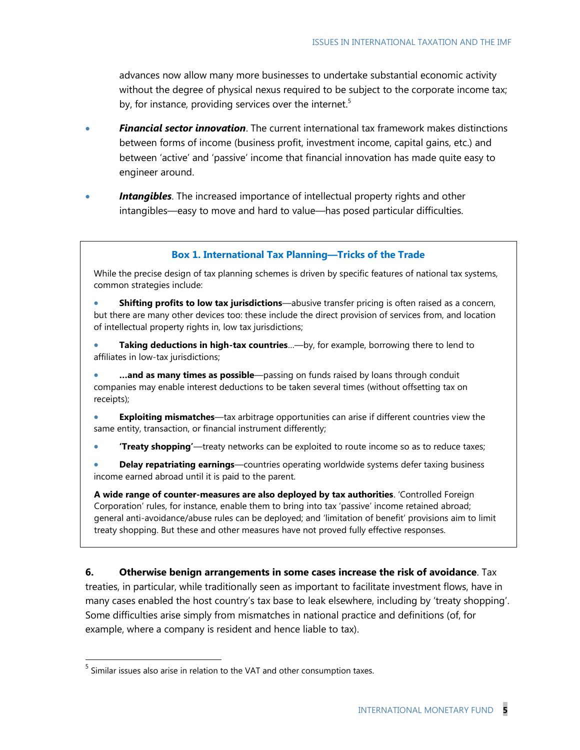advances now allow many more businesses to undertake substantial economic activity without the degree of physical nexus required to be subject to the corporate income tax; by, for instance, providing services over the internet.[5]

- ***Financial sector innovation***. The current international tax framework makes distinctions between forms of income (business profit, investment income, capital gains, etc.) and between 'active' and 'passive' income that financial innovation has made quite easy to engineer around.

- ***Intangibles***. The increased importance of intellectual property rights and other intangibles—easy to move and hard to value—has posed particular difficulties.

> **Box 1. International Tax Planning—Tricks of the Trade**
>
> While the precise design of tax planning schemes is driven by specific features of national tax systems, common strategies include:
>
> - **Shifting profits to low tax jurisdictions**—abusive transfer pricing is often raised as a concern, but there are many other devices too: these include the direct provision of services from, and location of intellectual property rights in, low tax jurisdictions;
> - **Taking deductions in high-tax countries**...—by, for example, borrowing there to lend to affiliates in low-tax jurisdictions;
> - **...and as many times as possible**—passing on funds raised by loans through conduit companies may enable interest deductions to be taken several times (without offsetting tax on receipts);
> - **Exploiting mismatches**—tax arbitrage opportunities can arise if different countries view the same entity, transaction, or financial instrument differently;
> - **'Treaty shopping'**—treaty networks can be exploited to route income so as to reduce taxes;
> - **Delay repatriating earnings**—countries operating worldwide systems defer taxing business income earned abroad until it is paid to the parent.
>
> **A wide range of counter-measures are also deployed by tax authorities**. 'Controlled Foreign Corporation' rules, for instance, enable them to bring into tax 'passive' income retained abroad; general anti-avoidance/abuse rules can be deployed; and 'limitation of benefit' provisions aim to limit treaty shopping. But these and other measures have not proved fully effective responses.

**6. Otherwise benign arrangements in some cases increase the risk of avoidance**. Tax treaties, in particular, while traditionally seen as important to facilitate investment flows, have in many cases enabled the host country's tax base to leak elsewhere, including by 'treaty shopping'. Some difficulties arise simply from mismatches in national practice and definitions (of, for example, where a company is resident and hence liable to tax).

[5] Similar issues also arise in relation to the VAT and other consumption taxes.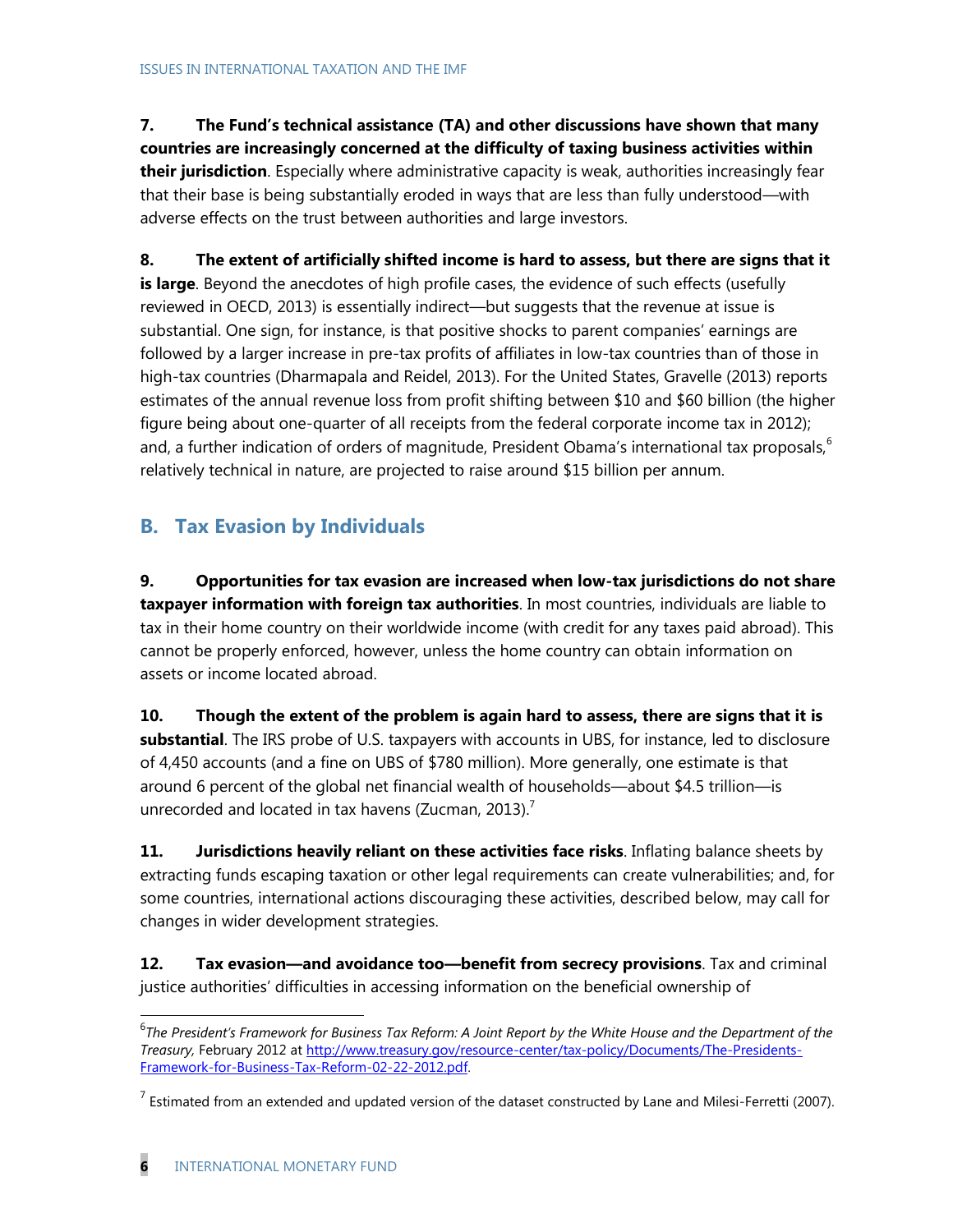**7. The Fund's technical assistance (TA) and other discussions have shown that many countries are increasingly concerned at the difficulty of taxing business activities within their jurisdiction**. Especially where administrative capacity is weak, authorities increasingly fear that their base is being substantially eroded in ways that are less than fully understood—with adverse effects on the trust between authorities and large investors.

**8. The extent of artificially shifted income is hard to assess, but there are signs that it is large**. Beyond the anecdotes of high profile cases, the evidence of such effects (usefully reviewed in OECD, 2013) is essentially indirect—but suggests that the revenue at issue is substantial. One sign, for instance, is that positive shocks to parent companies' earnings are followed by a larger increase in pre-tax profits of affiliates in low-tax countries than of those in high-tax countries (Dharmapala and Reidel, 2013). For the United States, Gravelle (2013) reports estimates of the annual revenue loss from profit shifting between $10 and $60 billion (the higher figure being about one-quarter of all receipts from the federal corporate income tax in 2012); and, a further indication of orders of magnitude, President Obama's international tax proposals,[6] relatively technical in nature, are projected to raise around $15 billion per annum.

## B. Tax Evasion by Individuals

**9. Opportunities for tax evasion are increased when low-tax jurisdictions do not share taxpayer information with foreign tax authorities**. In most countries, individuals are liable to tax in their home country on their worldwide income (with credit for any taxes paid abroad). This cannot be properly enforced, however, unless the home country can obtain information on assets or income located abroad.

**10. Though the extent of the problem is again hard to assess, there are signs that it is substantial**. The IRS probe of U.S. taxpayers with accounts in UBS, for instance, led to disclosure of 4,450 accounts (and a fine on UBS of $780 million). More generally, one estimate is that around 6 percent of the global net financial wealth of households—about $4.5 trillion—is unrecorded and located in tax havens (Zucman, 2013).[7]

**11. Jurisdictions heavily reliant on these activities face risks**. Inflating balance sheets by extracting funds escaping taxation or other legal requirements can create vulnerabilities; and, for some countries, international actions discouraging these activities, described below, may call for changes in wider development strategies.

**12. Tax evasion—and avoidance too—benefit from secrecy provisions**. Tax and criminal justice authorities' difficulties in accessing information on the beneficial ownership of

---

[6] *The President's Framework for Business Tax Reform: A Joint Report by the White House and the Department of the Treasury,* February 2012 at http://www.treasury.gov/resource-center/tax-policy/Documents/The-Presidents-Framework-for-Business-Tax-Reform-02-22-2012.pdf.

[7] Estimated from an extended and updated version of the dataset constructed by Lane and Milesi-Ferretti (2007).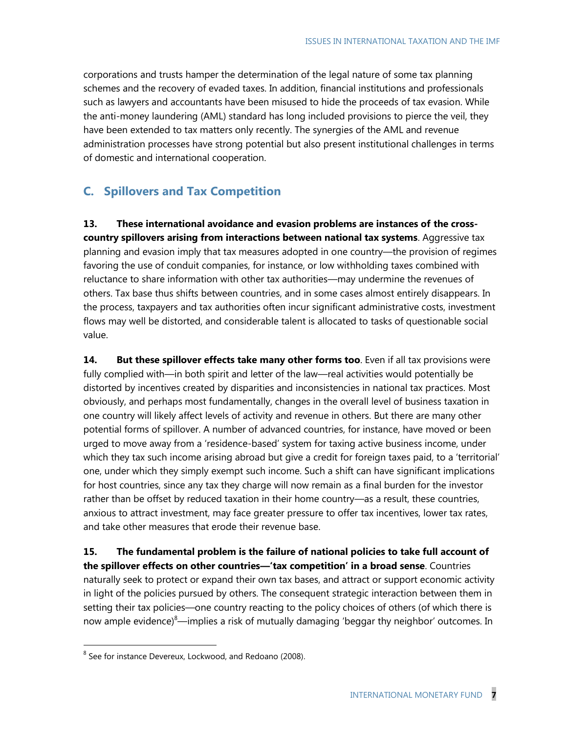corporations and trusts hamper the determination of the legal nature of some tax planning schemes and the recovery of evaded taxes. In addition, financial institutions and professionals such as lawyers and accountants have been misused to hide the proceeds of tax evasion. While the anti-money laundering (AML) standard has long included provisions to pierce the veil, they have been extended to tax matters only recently. The synergies of the AML and revenue administration processes have strong potential but also present institutional challenges in terms of domestic and international cooperation.

## C. Spillovers and Tax Competition

**13. These international avoidance and evasion problems are instances of the cross-country spillovers arising from interactions between national tax systems**. Aggressive tax planning and evasion imply that tax measures adopted in one country—the provision of regimes favoring the use of conduit companies, for instance, or low withholding taxes combined with reluctance to share information with other tax authorities—may undermine the revenues of others. Tax base thus shifts between countries, and in some cases almost entirely disappears. In the process, taxpayers and tax authorities often incur significant administrative costs, investment flows may well be distorted, and considerable talent is allocated to tasks of questionable social value.

**14. But these spillover effects take many other forms too**. Even if all tax provisions were fully complied with—in both spirit and letter of the law—real activities would potentially be distorted by incentives created by disparities and inconsistencies in national tax practices. Most obviously, and perhaps most fundamentally, changes in the overall level of business taxation in one country will likely affect levels of activity and revenue in others. But there are many other potential forms of spillover. A number of advanced countries, for instance, have moved or been urged to move away from a 'residence-based' system for taxing active business income, under which they tax such income arising abroad but give a credit for foreign taxes paid, to a 'territorial' one, under which they simply exempt such income. Such a shift can have significant implications for host countries, since any tax they charge will now remain as a final burden for the investor rather than be offset by reduced taxation in their home country—as a result, these countries, anxious to attract investment, may face greater pressure to offer tax incentives, lower tax rates, and take other measures that erode their revenue base.

**15. The fundamental problem is the failure of national policies to take full account of the spillover effects on other countries—'tax competition' in a broad sense**. Countries naturally seek to protect or expand their own tax bases, and attract or support economic activity in light of the policies pursued by others. The consequent strategic interaction between them in setting their tax policies—one country reacting to the policy choices of others (of which there is now ample evidence)[8]—implies a risk of mutually damaging 'beggar thy neighbor' outcomes. In

[8] See for instance Devereux, Lockwood, and Redoano (2008).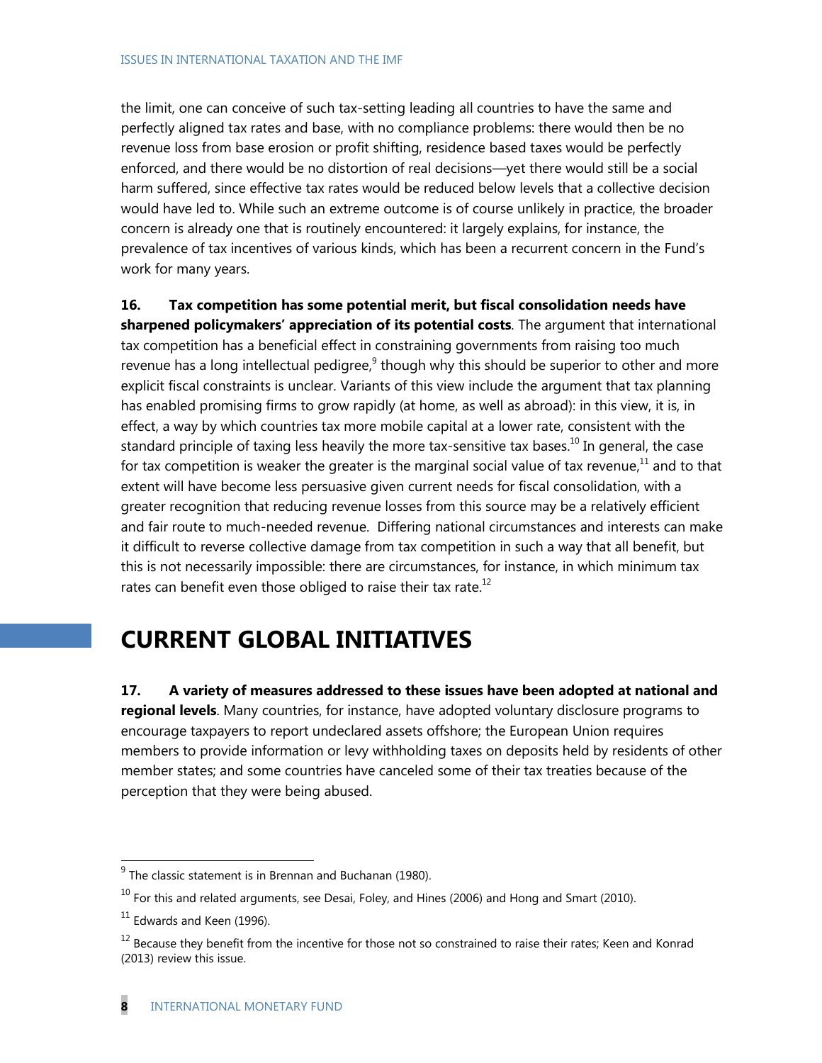the limit, one can conceive of such tax-setting leading all countries to have the same and perfectly aligned tax rates and base, with no compliance problems: there would then be no revenue loss from base erosion or profit shifting, residence based taxes would be perfectly enforced, and there would be no distortion of real decisions—yet there would still be a social harm suffered, since effective tax rates would be reduced below levels that a collective decision would have led to. While such an extreme outcome is of course unlikely in practice, the broader concern is already one that is routinely encountered: it largely explains, for instance, the prevalence of tax incentives of various kinds, which has been a recurrent concern in the Fund's work for many years.

**16. Tax competition has some potential merit, but fiscal consolidation needs have sharpened policymakers' appreciation of its potential costs**. The argument that international tax competition has a beneficial effect in constraining governments from raising too much revenue has a long intellectual pedigree,[9] though why this should be superior to other and more explicit fiscal constraints is unclear. Variants of this view include the argument that tax planning has enabled promising firms to grow rapidly (at home, as well as abroad): in this view, it is, in effect, a way by which countries tax more mobile capital at a lower rate, consistent with the standard principle of taxing less heavily the more tax-sensitive tax bases.[10] In general, the case for tax competition is weaker the greater is the marginal social value of tax revenue,[11] and to that extent will have become less persuasive given current needs for fiscal consolidation, with a greater recognition that reducing revenue losses from this source may be a relatively efficient and fair route to much-needed revenue. Differing national circumstances and interests can make it difficult to reverse collective damage from tax competition in such a way that all benefit, but this is not necessarily impossible: there are circumstances, for instance, in which minimum tax rates can benefit even those obliged to raise their tax rate.[12]

# CURRENT GLOBAL INITIATIVES

**17. A variety of measures addressed to these issues have been adopted at national and regional levels**. Many countries, for instance, have adopted voluntary disclosure programs to encourage taxpayers to report undeclared assets offshore; the European Union requires members to provide information or levy withholding taxes on deposits held by residents of other member states; and some countries have canceled some of their tax treaties because of the perception that they were being abused.

---

[9] The classic statement is in Brennan and Buchanan (1980).

[10] For this and related arguments, see Desai, Foley, and Hines (2006) and Hong and Smart (2010).

[11] Edwards and Keen (1996).

[12] Because they benefit from the incentive for those not so constrained to raise their rates; Keen and Konrad (2013) review this issue.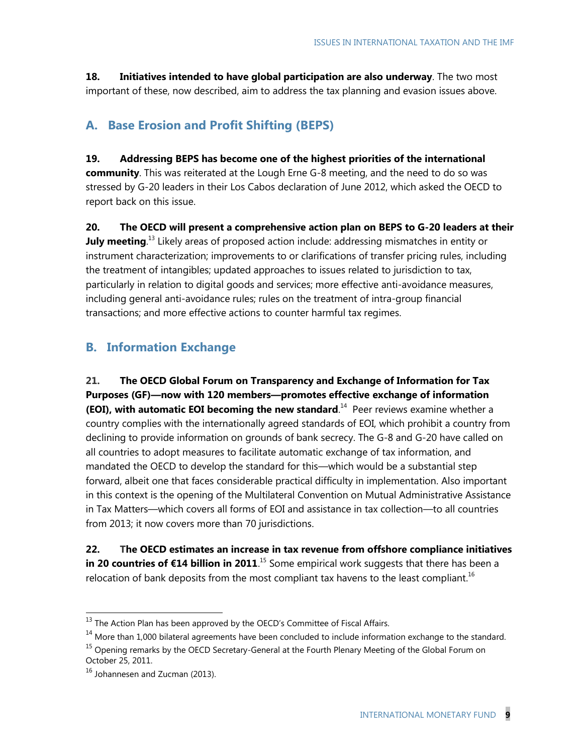**18. Initiatives intended to have global participation are also underway**. The two most important of these, now described, aim to address the tax planning and evasion issues above.

## A. Base Erosion and Profit Shifting (BEPS)

**19. Addressing BEPS has become one of the highest priorities of the international community**. This was reiterated at the Lough Erne G-8 meeting, and the need to do so was stressed by G-20 leaders in their Los Cabos declaration of June 2012, which asked the OECD to report back on this issue.

**20. The OECD will present a comprehensive action plan on BEPS to G-20 leaders at their July meeting**.[13] Likely areas of proposed action include: addressing mismatches in entity or instrument characterization; improvements to or clarifications of transfer pricing rules, including the treatment of intangibles; updated approaches to issues related to jurisdiction to tax, particularly in relation to digital goods and services; more effective anti-avoidance measures, including general anti-avoidance rules; rules on the treatment of intra-group financial transactions; and more effective actions to counter harmful tax regimes.

## B. Information Exchange

**21. The OECD Global Forum on Transparency and Exchange of Information for Tax Purposes (GF)—now with 120 members—promotes effective exchange of information (EOI), with automatic EOI becoming the new standard**.[14] Peer reviews examine whether a country complies with the internationally agreed standards of EOI, which prohibit a country from declining to provide information on grounds of bank secrecy. The G-8 and G-20 have called on all countries to adopt measures to facilitate automatic exchange of tax information, and mandated the OECD to develop the standard for this—which would be a substantial step forward, albeit one that faces considerable practical difficulty in implementation. Also important in this context is the opening of the Multilateral Convention on Mutual Administrative Assistance in Tax Matters—which covers all forms of EOI and assistance in tax collection—to all countries from 2013; it now covers more than 70 jurisdictions.

**22. The OECD estimates an increase in tax revenue from offshore compliance initiatives in 20 countries of €14 billion in 2011**.[15] Some empirical work suggests that there has been a relocation of bank deposits from the most compliant tax havens to the least compliant.[16]

---

[13] The Action Plan has been approved by the OECD's Committee of Fiscal Affairs.

[14] More than 1,000 bilateral agreements have been concluded to include information exchange to the standard.

[15] Opening remarks by the OECD Secretary-General at the Fourth Plenary Meeting of the Global Forum on October 25, 2011.

[16] Johannesen and Zucman (2013).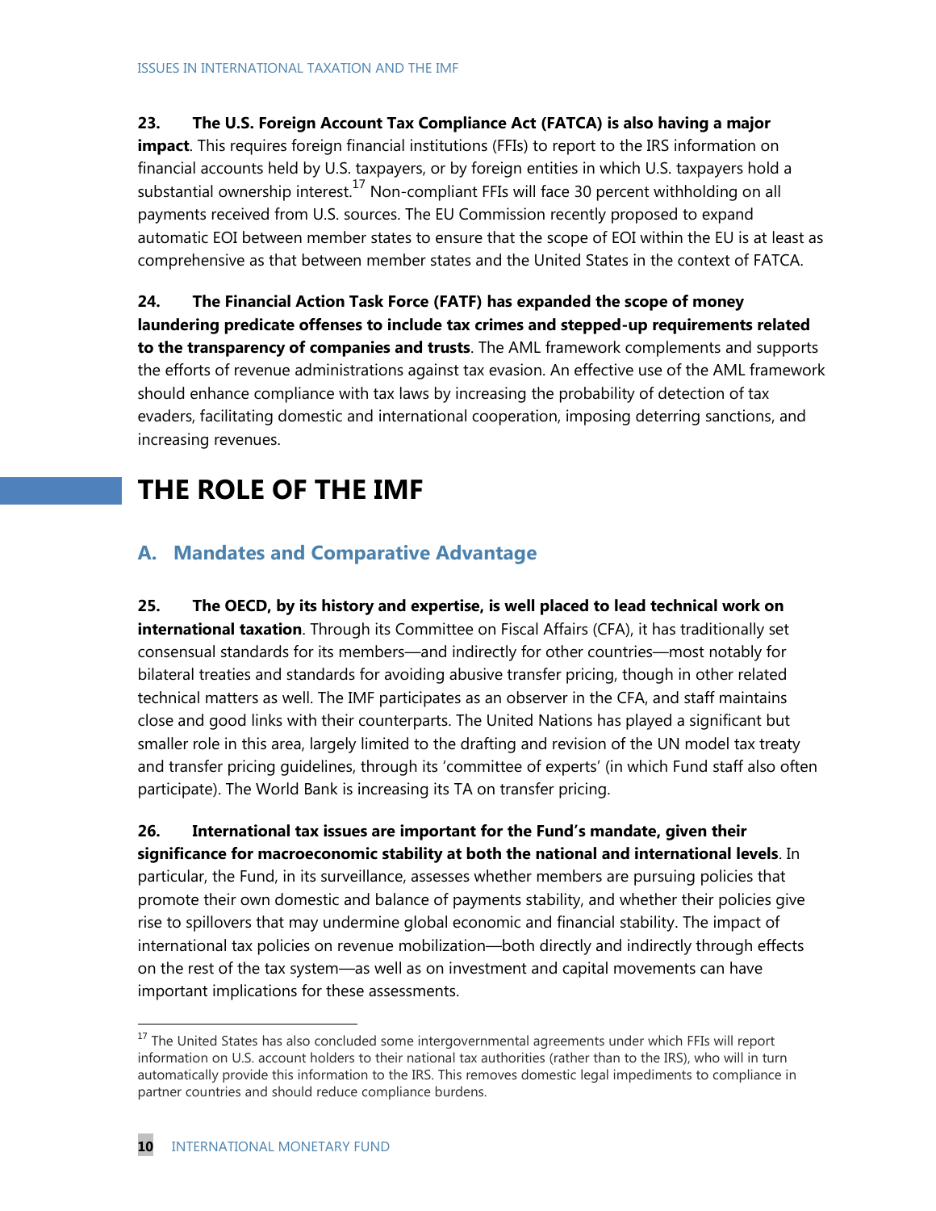**23. The U.S. Foreign Account Tax Compliance Act (FATCA) is also having a major impact**. This requires foreign financial institutions (FFIs) to report to the IRS information on financial accounts held by U.S. taxpayers, or by foreign entities in which U.S. taxpayers hold a substantial ownership interest.[17] Non-compliant FFIs will face 30 percent withholding on all payments received from U.S. sources. The EU Commission recently proposed to expand automatic EOI between member states to ensure that the scope of EOI within the EU is at least as comprehensive as that between member states and the United States in the context of FATCA.

**24. The Financial Action Task Force (FATF) has expanded the scope of money laundering predicate offenses to include tax crimes and stepped-up requirements related to the transparency of companies and trusts**. The AML framework complements and supports the efforts of revenue administrations against tax evasion. An effective use of the AML framework should enhance compliance with tax laws by increasing the probability of detection of tax evaders, facilitating domestic and international cooperation, imposing deterring sanctions, and increasing revenues.

# THE ROLE OF THE IMF

## A. Mandates and Comparative Advantage

**25. The OECD, by its history and expertise, is well placed to lead technical work on international taxation**. Through its Committee on Fiscal Affairs (CFA), it has traditionally set consensual standards for its members—and indirectly for other countries—most notably for bilateral treaties and standards for avoiding abusive transfer pricing, though in other related technical matters as well. The IMF participates as an observer in the CFA, and staff maintains close and good links with their counterparts. The United Nations has played a significant but smaller role in this area, largely limited to the drafting and revision of the UN model tax treaty and transfer pricing guidelines, through its 'committee of experts' (in which Fund staff also often participate). The World Bank is increasing its TA on transfer pricing.

**26. International tax issues are important for the Fund's mandate, given their significance for macroeconomic stability at both the national and international levels**. In particular, the Fund, in its surveillance, assesses whether members are pursuing policies that promote their own domestic and balance of payments stability, and whether their policies give rise to spillovers that may undermine global economic and financial stability. The impact of international tax policies on revenue mobilization—both directly and indirectly through effects on the rest of the tax system—as well as on investment and capital movements can have important implications for these assessments.

---

[17] The United States has also concluded some intergovernmental agreements under which FFIs will report information on U.S. account holders to their national tax authorities (rather than to the IRS), who will in turn automatically provide this information to the IRS. This removes domestic legal impediments to compliance in partner countries and should reduce compliance burdens.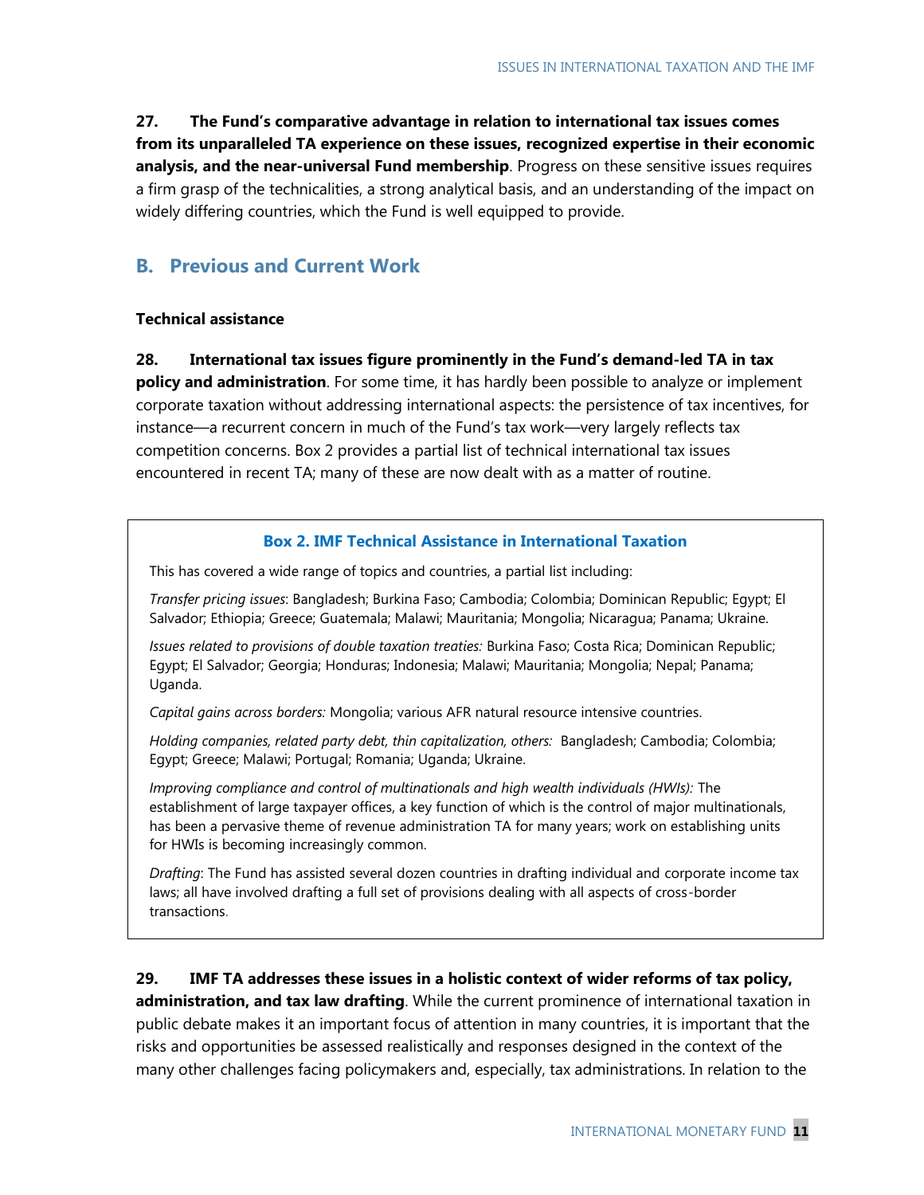**27. The Fund's comparative advantage in relation to international tax issues comes from its unparalleled TA experience on these issues, recognized expertise in their economic analysis, and the near-universal Fund membership**. Progress on these sensitive issues requires a firm grasp of the technicalities, a strong analytical basis, and an understanding of the impact on widely differing countries, which the Fund is well equipped to provide.

## B. Previous and Current Work

### Technical assistance

**28. International tax issues figure prominently in the Fund's demand-led TA in tax policy and administration**. For some time, it has hardly been possible to analyze or implement corporate taxation without addressing international aspects: the persistence of tax incentives, for instance—a recurrent concern in much of the Fund's tax work—very largely reflects tax competition concerns. Box 2 provides a partial list of technical international tax issues encountered in recent TA; many of these are now dealt with as a matter of routine.

> **Box 2. IMF Technical Assistance in International Taxation**
>
> This has covered a wide range of topics and countries, a partial list including:
>
> *Transfer pricing issues*: Bangladesh; Burkina Faso; Cambodia; Colombia; Dominican Republic; Egypt; El Salvador; Ethiopia; Greece; Guatemala; Malawi; Mauritania; Mongolia; Nicaragua; Panama; Ukraine.
>
> *Issues related to provisions of double taxation treaties:* Burkina Faso; Costa Rica; Dominican Republic; Egypt; El Salvador; Georgia; Honduras; Indonesia; Malawi; Mauritania; Mongolia; Nepal; Panama; Uganda.
>
> *Capital gains across borders:* Mongolia; various AFR natural resource intensive countries.
>
> *Holding companies, related party debt, thin capitalization, others:* Bangladesh; Cambodia; Colombia; Egypt; Greece; Malawi; Portugal; Romania; Uganda; Ukraine.
>
> *Improving compliance and control of multinationals and high wealth individuals (HWIs):* The establishment of large taxpayer offices, a key function of which is the control of major multinationals, has been a pervasive theme of revenue administration TA for many years; work on establishing units for HWIs is becoming increasingly common.
>
> *Drafting*: The Fund has assisted several dozen countries in drafting individual and corporate income tax laws; all have involved drafting a full set of provisions dealing with all aspects of cross-border transactions.

**29. IMF TA addresses these issues in a holistic context of wider reforms of tax policy, administration, and tax law drafting**. While the current prominence of international taxation in public debate makes it an important focus of attention in many countries, it is important that the risks and opportunities be assessed realistically and responses designed in the context of the many other challenges facing policymakers and, especially, tax administrations. In relation to the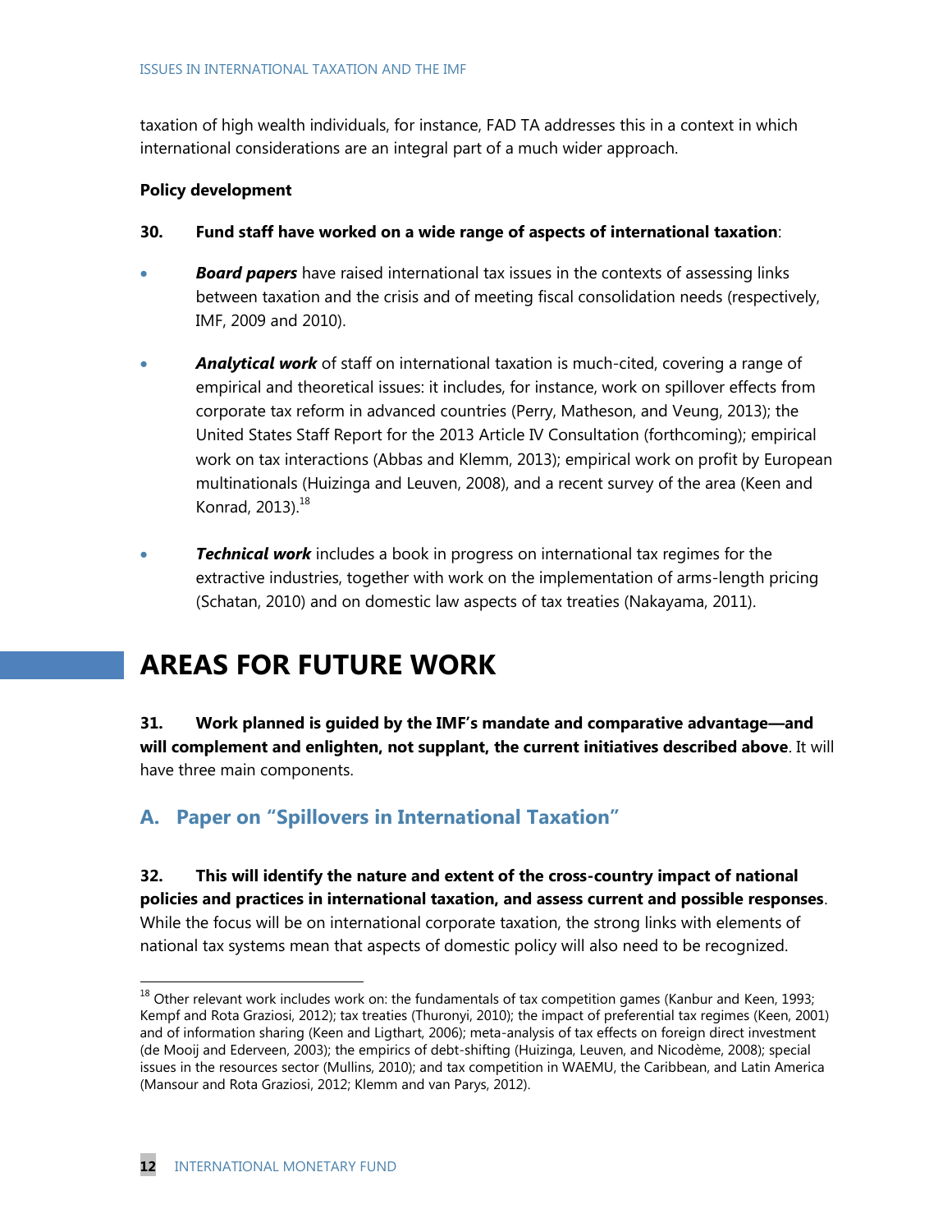taxation of high wealth individuals, for instance, FAD TA addresses this in a context in which international considerations are an integral part of a much wider approach.

**Policy development**

**30. Fund staff have worked on a wide range of aspects of international taxation**:

- ***Board papers*** have raised international tax issues in the contexts of assessing links between taxation and the crisis and of meeting fiscal consolidation needs (respectively, IMF, 2009 and 2010).
- ***Analytical work*** of staff on international taxation is much-cited, covering a range of empirical and theoretical issues: it includes, for instance, work on spillover effects from corporate tax reform in advanced countries (Perry, Matheson, and Veung, 2013); the United States Staff Report for the 2013 Article IV Consultation (forthcoming); empirical work on tax interactions (Abbas and Klemm, 2013); empirical work on profit by European multinationals (Huizinga and Leuven, 2008), and a recent survey of the area (Keen and Konrad, 2013).[18]
- ***Technical work*** includes a book in progress on international tax regimes for the extractive industries, together with work on the implementation of arms-length pricing (Schatan, 2010) and on domestic law aspects of tax treaties (Nakayama, 2011).

# AREAS FOR FUTURE WORK

**31. Work planned is guided by the IMF's mandate and comparative advantage—and will complement and enlighten, not supplant, the current initiatives described above**. It will have three main components.

## A. Paper on "Spillovers in International Taxation"

**32. This will identify the nature and extent of the cross-country impact of national policies and practices in international taxation, and assess current and possible responses**. While the focus will be on international corporate taxation, the strong links with elements of national tax systems mean that aspects of domestic policy will also need to be recognized.

[18] Other relevant work includes work on: the fundamentals of tax competition games (Kanbur and Keen, 1993; Kempf and Rota Graziosi, 2012); tax treaties (Thuronyi, 2010); the impact of preferential tax regimes (Keen, 2001) and of information sharing (Keen and Ligthart, 2006); meta-analysis of tax effects on foreign direct investment (de Mooij and Ederveen, 2003); the empirics of debt-shifting (Huizinga, Leuven, and Nicodème, 2008); special issues in the resources sector (Mullins, 2010); and tax competition in WAEMU, the Caribbean, and Latin America (Mansour and Rota Graziosi, 2012; Klemm and van Parys, 2012).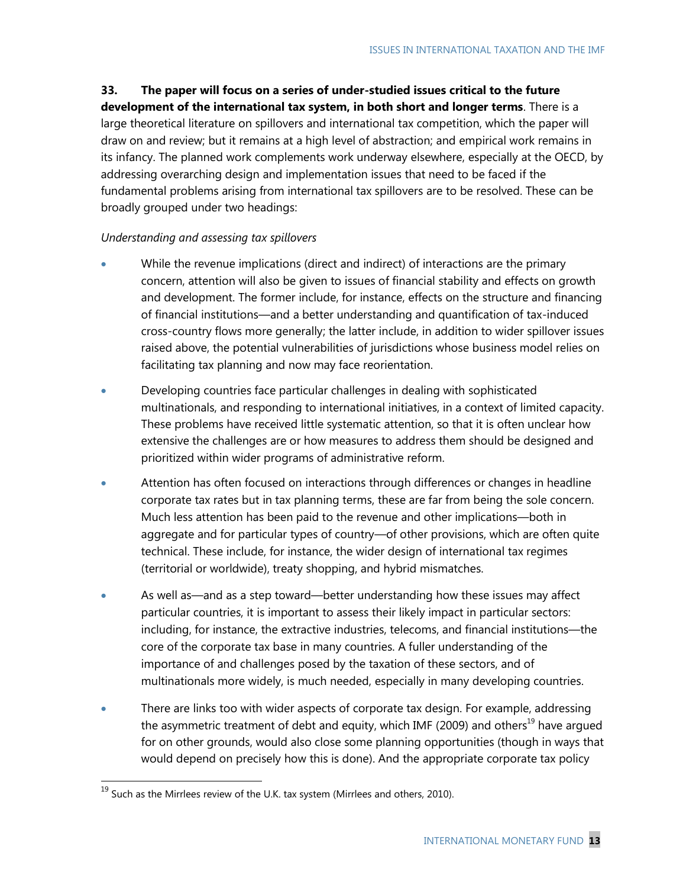**33. The paper will focus on a series of under-studied issues critical to the future development of the international tax system, in both short and longer terms**. There is a large theoretical literature on spillovers and international tax competition, which the paper will draw on and review; but it remains at a high level of abstraction; and empirical work remains in its infancy. The planned work complements work underway elsewhere, especially at the OECD, by addressing overarching design and implementation issues that need to be faced if the fundamental problems arising from international tax spillovers are to be resolved. These can be broadly grouped under two headings:

*Understanding and assessing tax spillovers*

- While the revenue implications (direct and indirect) of interactions are the primary concern, attention will also be given to issues of financial stability and effects on growth and development. The former include, for instance, effects on the structure and financing of financial institutions—and a better understanding and quantification of tax-induced cross-country flows more generally; the latter include, in addition to wider spillover issues raised above, the potential vulnerabilities of jurisdictions whose business model relies on facilitating tax planning and now may face reorientation.

- Developing countries face particular challenges in dealing with sophisticated multinationals, and responding to international initiatives, in a context of limited capacity. These problems have received little systematic attention, so that it is often unclear how extensive the challenges are or how measures to address them should be designed and prioritized within wider programs of administrative reform.

- Attention has often focused on interactions through differences or changes in headline corporate tax rates but in tax planning terms, these are far from being the sole concern. Much less attention has been paid to the revenue and other implications—both in aggregate and for particular types of country—of other provisions, which are often quite technical. These include, for instance, the wider design of international tax regimes (territorial or worldwide), treaty shopping, and hybrid mismatches.

- As well as—and as a step toward—better understanding how these issues may affect particular countries, it is important to assess their likely impact in particular sectors: including, for instance, the extractive industries, telecoms, and financial institutions—the core of the corporate tax base in many countries. A fuller understanding of the importance of and challenges posed by the taxation of these sectors, and of multinationals more widely, is much needed, especially in many developing countries.

- There are links too with wider aspects of corporate tax design. For example, addressing the asymmetric treatment of debt and equity, which IMF (2009) and others[19] have argued for on other grounds, would also close some planning opportunities (though in ways that would depend on precisely how this is done). And the appropriate corporate tax policy

[19] Such as the Mirrlees review of the U.K. tax system (Mirrlees and others, 2010).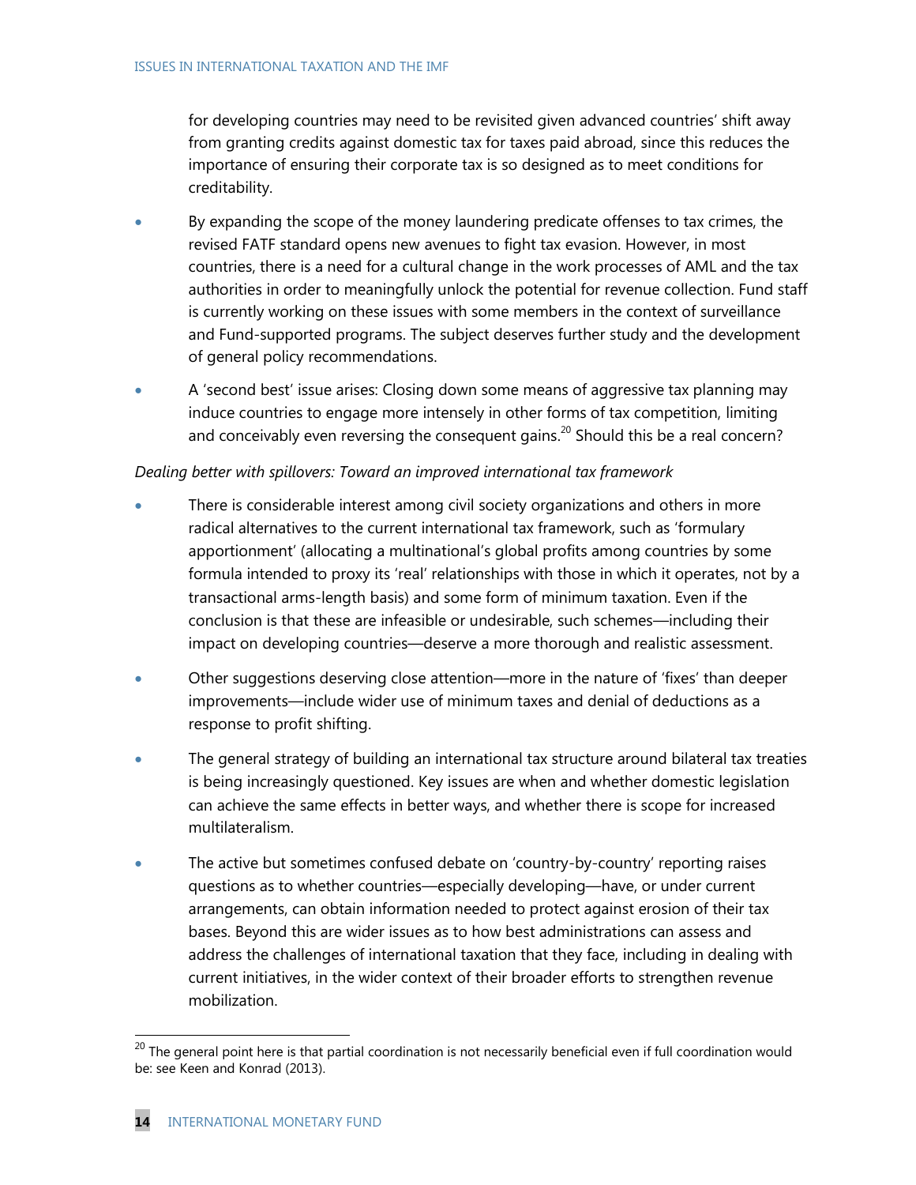for developing countries may need to be revisited given advanced countries' shift away from granting credits against domestic tax for taxes paid abroad, since this reduces the importance of ensuring their corporate tax is so designed as to meet conditions for creditability.

- By expanding the scope of the money laundering predicate offenses to tax crimes, the revised FATF standard opens new avenues to fight tax evasion. However, in most countries, there is a need for a cultural change in the work processes of AML and the tax authorities in order to meaningfully unlock the potential for revenue collection. Fund staff is currently working on these issues with some members in the context of surveillance and Fund-supported programs. The subject deserves further study and the development of general policy recommendations.
- A 'second best' issue arises: Closing down some means of aggressive tax planning may induce countries to engage more intensely in other forms of tax competition, limiting and conceivably even reversing the consequent gains.[20] Should this be a real concern?

*Dealing better with spillovers: Toward an improved international tax framework*

- There is considerable interest among civil society organizations and others in more radical alternatives to the current international tax framework, such as 'formulary apportionment' (allocating a multinational's global profits among countries by some formula intended to proxy its 'real' relationships with those in which it operates, not by a transactional arms-length basis) and some form of minimum taxation. Even if the conclusion is that these are infeasible or undesirable, such schemes—including their impact on developing countries—deserve a more thorough and realistic assessment.
- Other suggestions deserving close attention—more in the nature of 'fixes' than deeper improvements—include wider use of minimum taxes and denial of deductions as a response to profit shifting.
- The general strategy of building an international tax structure around bilateral tax treaties is being increasingly questioned. Key issues are when and whether domestic legislation can achieve the same effects in better ways, and whether there is scope for increased multilateralism.
- The active but sometimes confused debate on 'country-by-country' reporting raises questions as to whether countries—especially developing—have, or under current arrangements, can obtain information needed to protect against erosion of their tax bases. Beyond this are wider issues as to how best administrations can assess and address the challenges of international taxation that they face, including in dealing with current initiatives, in the wider context of their broader efforts to strengthen revenue mobilization.

[20] The general point here is that partial coordination is not necessarily beneficial even if full coordination would be: see Keen and Konrad (2013).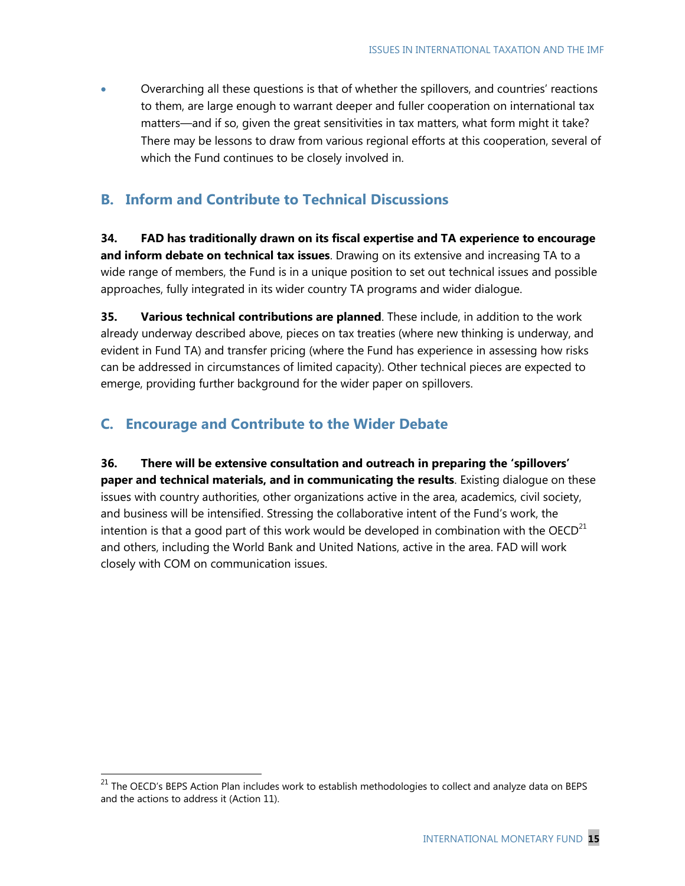- Overarching all these questions is that of whether the spillovers, and countries' reactions to them, are large enough to warrant deeper and fuller cooperation on international tax matters—and if so, given the great sensitivities in tax matters, what form might it take? There may be lessons to draw from various regional efforts at this cooperation, several of which the Fund continues to be closely involved in.

## B. Inform and Contribute to Technical Discussions

**34. FAD has traditionally drawn on its fiscal expertise and TA experience to encourage and inform debate on technical tax issues**. Drawing on its extensive and increasing TA to a wide range of members, the Fund is in a unique position to set out technical issues and possible approaches, fully integrated in its wider country TA programs and wider dialogue.

**35. Various technical contributions are planned**. These include, in addition to the work already underway described above, pieces on tax treaties (where new thinking is underway, and evident in Fund TA) and transfer pricing (where the Fund has experience in assessing how risks can be addressed in circumstances of limited capacity). Other technical pieces are expected to emerge, providing further background for the wider paper on spillovers.

## C. Encourage and Contribute to the Wider Debate

**36. There will be extensive consultation and outreach in preparing the 'spillovers' paper and technical materials, and in communicating the results**. Existing dialogue on these issues with country authorities, other organizations active in the area, academics, civil society, and business will be intensified. Stressing the collaborative intent of the Fund's work, the intention is that a good part of this work would be developed in combination with the OECD[21] and others, including the World Bank and United Nations, active in the area. FAD will work closely with COM on communication issues.

[21] The OECD's BEPS Action Plan includes work to establish methodologies to collect and analyze data on BEPS and the actions to address it (Action 11).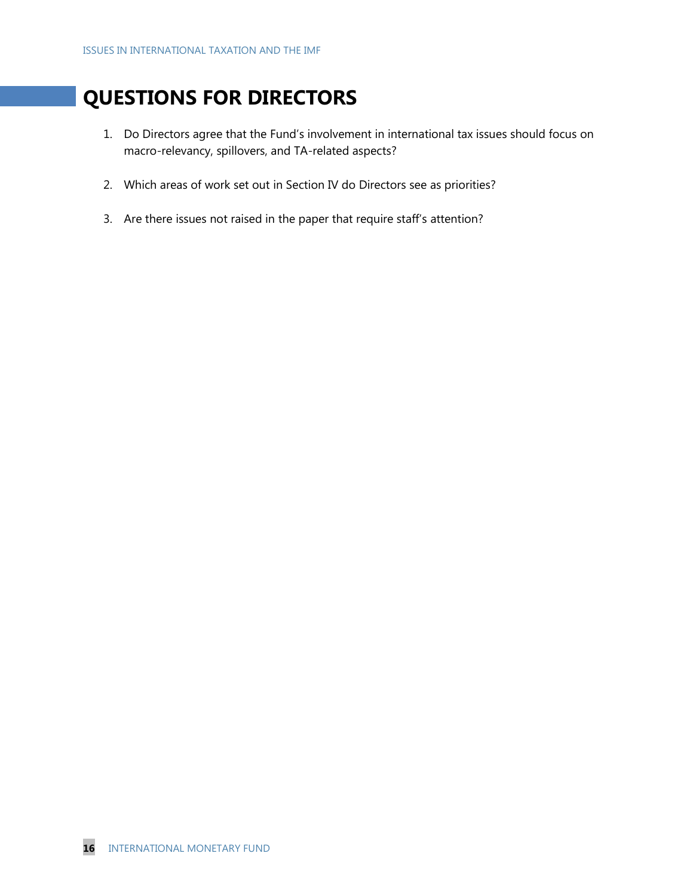# QUESTIONS FOR DIRECTORS

1. Do Directors agree that the Fund's involvement in international tax issues should focus on macro-relevancy, spillovers, and TA-related aspects?

2. Which areas of work set out in Section IV do Directors see as priorities?

3. Are there issues not raised in the paper that require staff's attention?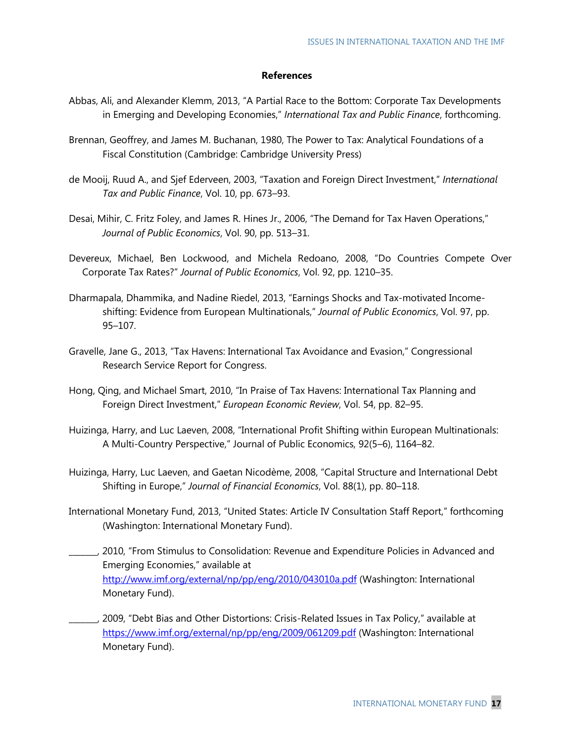## References

Abbas, Ali, and Alexander Klemm, 2013, "A Partial Race to the Bottom: Corporate Tax Developments in Emerging and Developing Economies," *International Tax and Public Finance*, forthcoming.

Brennan, Geoffrey, and James M. Buchanan, 1980, The Power to Tax: Analytical Foundations of a Fiscal Constitution (Cambridge: Cambridge University Press)

de Mooij, Ruud A., and Sjef Ederveen, 2003, "Taxation and Foreign Direct Investment," *International Tax and Public Finance*, Vol. 10, pp. 673–93.

Desai, Mihir, C. Fritz Foley, and James R. Hines Jr., 2006, "The Demand for Tax Haven Operations," *Journal of Public Economics*, Vol. 90, pp. 513–31.

Devereux, Michael, Ben Lockwood, and Michela Redoano, 2008, "Do Countries Compete Over Corporate Tax Rates?" *Journal of Public Economics*, Vol. 92, pp. 1210–35.

Dharmapala, Dhammika, and Nadine Riedel, 2013, "Earnings Shocks and Tax-motivated Income-shifting: Evidence from European Multinationals," *Journal of Public Economics*, Vol. 97, pp. 95–107.

Gravelle, Jane G., 2013, "Tax Havens: International Tax Avoidance and Evasion," Congressional Research Service Report for Congress.

Hong, Qing, and Michael Smart, 2010, "In Praise of Tax Havens: International Tax Planning and Foreign Direct Investment," *European Economic Review*, Vol. 54, pp. 82–95.

Huizinga, Harry, and Luc Laeven, 2008, "International Profit Shifting within European Multinationals: A Multi-Country Perspective," Journal of Public Economics, 92(5–6), 1164–82.

Huizinga, Harry, Luc Laeven, and Gaetan Nicodème, 2008, "Capital Structure and International Debt Shifting in Europe," *Journal of Financial Economics*, Vol. 88(1), pp. 80–118.

International Monetary Fund, 2013, "United States: Article IV Consultation Staff Report," forthcoming (Washington: International Monetary Fund).

_______, 2010, "From Stimulus to Consolidation: Revenue and Expenditure Policies in Advanced and Emerging Economies," available at http://www.imf.org/external/np/pp/eng/2010/043010a.pdf (Washington: International Monetary Fund).

_______, 2009, "Debt Bias and Other Distortions: Crisis-Related Issues in Tax Policy," available at https://www.imf.org/external/np/pp/eng/2009/061209.pdf (Washington: International Monetary Fund).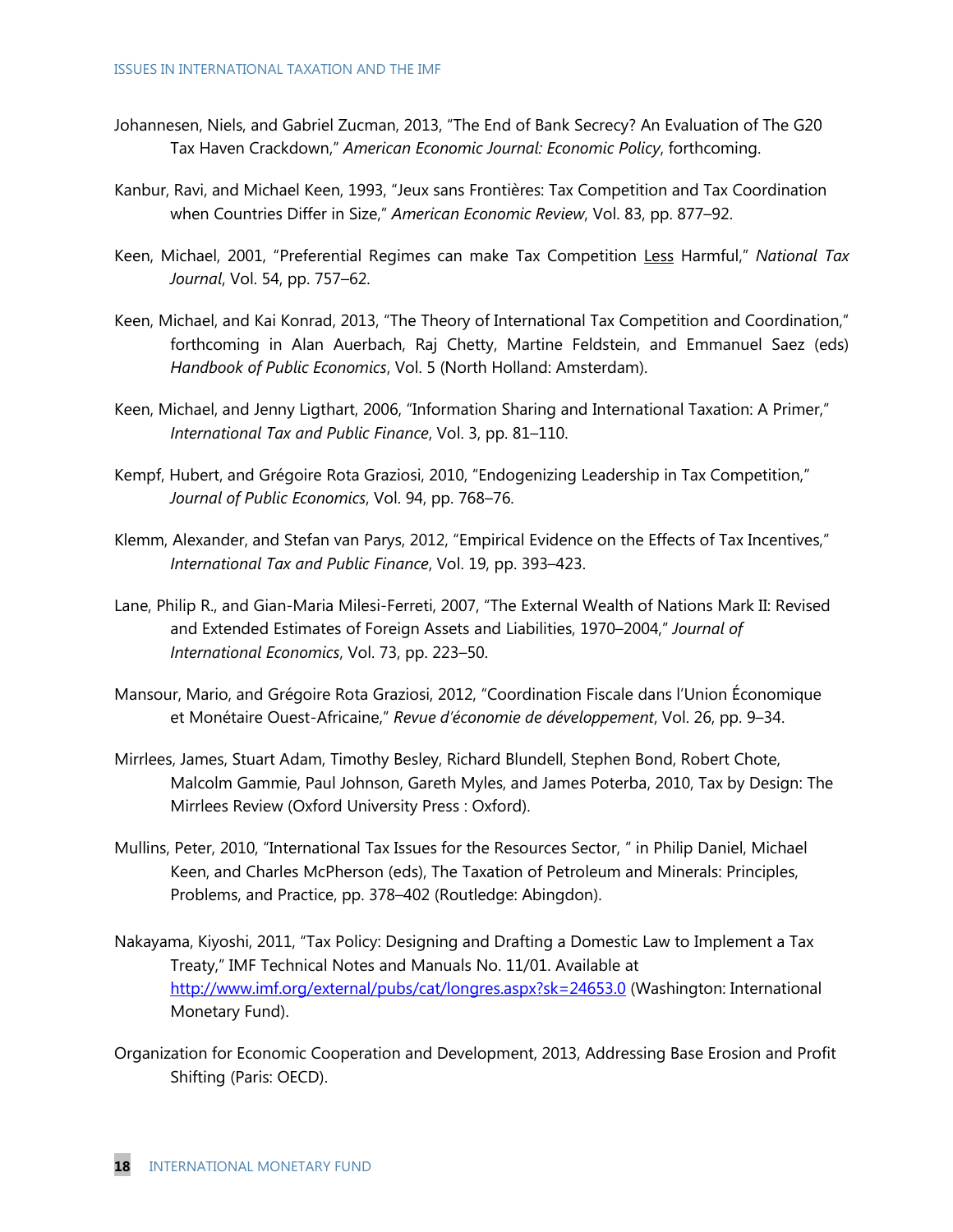Johannesen, Niels, and Gabriel Zucman, 2013, "The End of Bank Secrecy? An Evaluation of The G20 Tax Haven Crackdown," *American Economic Journal: Economic Policy*, forthcoming.

Kanbur, Ravi, and Michael Keen, 1993, "Jeux sans Frontières: Tax Competition and Tax Coordination when Countries Differ in Size," *American Economic Review*, Vol. 83, pp. 877–92.

Keen, Michael, 2001, "Preferential Regimes can make Tax Competition <u>Less</u> Harmful," *National Tax Journal*, Vol. 54, pp. 757–62.

Keen, Michael, and Kai Konrad, 2013, "The Theory of International Tax Competition and Coordination," forthcoming in Alan Auerbach, Raj Chetty, Martine Feldstein, and Emmanuel Saez (eds) *Handbook of Public Economics*, Vol. 5 (North Holland: Amsterdam).

Keen, Michael, and Jenny Ligthart, 2006, "Information Sharing and International Taxation: A Primer," *International Tax and Public Finance*, Vol. 3, pp. 81–110.

Kempf, Hubert, and Grégoire Rota Graziosi, 2010, "Endogenizing Leadership in Tax Competition," *Journal of Public Economics*, Vol. 94, pp. 768–76.

Klemm, Alexander, and Stefan van Parys, 2012, "Empirical Evidence on the Effects of Tax Incentives," *International Tax and Public Finance*, Vol. 19, pp. 393–423.

Lane, Philip R., and Gian-Maria Milesi-Ferreti, 2007, "The External Wealth of Nations Mark II: Revised and Extended Estimates of Foreign Assets and Liabilities, 1970–2004," *Journal of International Economics*, Vol. 73, pp. 223–50.

Mansour, Mario, and Grégoire Rota Graziosi, 2012, "Coordination Fiscale dans l'Union Économique et Monétaire Ouest-Africaine," *Revue d'économie de développement*, Vol. 26, pp. 9–34.

Mirrlees, James, Stuart Adam, Timothy Besley, Richard Blundell, Stephen Bond, Robert Chote, Malcolm Gammie, Paul Johnson, Gareth Myles, and James Poterba, 2010, Tax by Design: The Mirrlees Review (Oxford University Press : Oxford).

Mullins, Peter, 2010, "International Tax Issues for the Resources Sector, " in Philip Daniel, Michael Keen, and Charles McPherson (eds), The Taxation of Petroleum and Minerals: Principles, Problems, and Practice, pp. 378–402 (Routledge: Abingdon).

Nakayama, Kiyoshi, 2011, "Tax Policy: Designing and Drafting a Domestic Law to Implement a Tax Treaty," IMF Technical Notes and Manuals No. 11/01. Available at http://www.imf.org/external/pubs/cat/longres.aspx?sk=24653.0 (Washington: International Monetary Fund).

Organization for Economic Cooperation and Development, 2013, Addressing Base Erosion and Profit Shifting (Paris: OECD).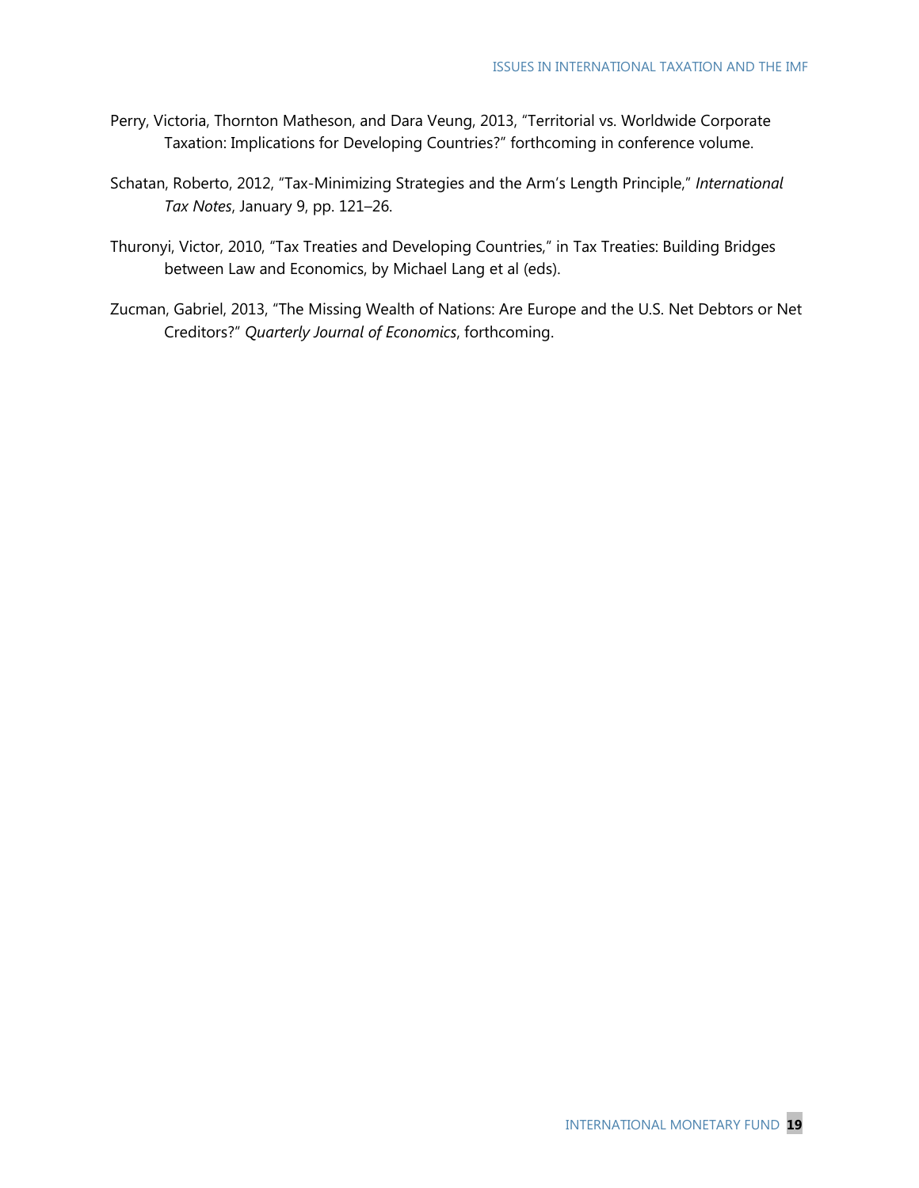Perry, Victoria, Thornton Matheson, and Dara Veung, 2013, "Territorial vs. Worldwide Corporate Taxation: Implications for Developing Countries?" forthcoming in conference volume.

Schatan, Roberto, 2012, "Tax-Minimizing Strategies and the Arm's Length Principle," *International Tax Notes*, January 9, pp. 121–26.

Thuronyi, Victor, 2010, "Tax Treaties and Developing Countries," in Tax Treaties: Building Bridges between Law and Economics, by Michael Lang et al (eds).

Zucman, Gabriel, 2013, "The Missing Wealth of Nations: Are Europe and the U.S. Net Debtors or Net Creditors?" *Quarterly Journal of Economics*, forthcoming.